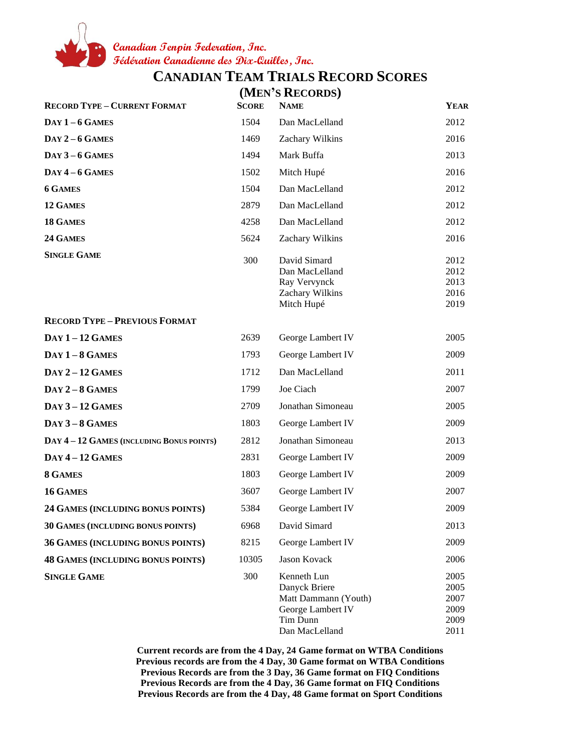Canadian Tenpin Federation, Inc.
Fédération Canadienne des Dix-Quilles, Inc.

# CANADIAN TEAM TRIALS RECORD SCORES

## (MEN'S RECORDS)

| RECORD TYPE – CURRENT FORMAT | SCORE | NAME | YEAR |
|---|---|---|---|
| DAY 1 – 6 GAMES | 1504 | Dan MacLelland | 2012 |
| DAY 2 – 6 GAMES | 1469 | Zachary Wilkins | 2016 |
| DAY 3 – 6 GAMES | 1494 | Mark Buffa | 2013 |
| DAY 4 – 6 GAMES | 1502 | Mitch Hupé | 2016 |
| 6 GAMES | 1504 | Dan MacLelland | 2012 |
| 12 GAMES | 2879 | Dan MacLelland | 2012 |
| 18 GAMES | 4258 | Dan MacLelland | 2012 |
| 24 GAMES | 5624 | Zachary Wilkins | 2016 |
| SINGLE GAME | 300 | David Simard<br>Dan MacLelland<br>Ray Vervynck<br>Zachary Wilkins<br>Mitch Hupé | 2012<br>2012<br>2013<br>2016<br>2019 |
| **RECORD TYPE – PREVIOUS FORMAT** | | | |
| DAY 1 – 12 GAMES | 2639 | George Lambert IV | 2005 |
| DAY 1 – 8 GAMES | 1793 | George Lambert IV | 2009 |
| DAY 2 – 12 GAMES | 1712 | Dan MacLelland | 2011 |
| DAY 2 – 8 GAMES | 1799 | Joe Ciach | 2007 |
| DAY 3 – 12 GAMES | 2709 | Jonathan Simoneau | 2005 |
| DAY 3 – 8 GAMES | 1803 | George Lambert IV | 2009 |
| DAY 4 – 12 GAMES (INCLUDING BONUS POINTS) | 2812 | Jonathan Simoneau | 2013 |
| DAY 4 – 12 GAMES | 2831 | George Lambert IV | 2009 |
| 8 GAMES | 1803 | George Lambert IV | 2009 |
| 16 GAMES | 3607 | George Lambert IV | 2007 |
| 24 GAMES (INCLUDING BONUS POINTS) | 5384 | George Lambert IV | 2009 |
| 30 GAMES (INCLUDING BONUS POINTS) | 6968 | David Simard | 2013 |
| 36 GAMES (INCLUDING BONUS POINTS) | 8215 | George Lambert IV | 2009 |
| 48 GAMES (INCLUDING BONUS POINTS) | 10305 | Jason Kovack | 2006 |
| SINGLE GAME | 300 | Kenneth Lun<br>Danyck Briere<br>Matt Dammann (Youth)<br>George Lambert IV<br>Tim Dunn<br>Dan MacLelland | 2005<br>2005<br>2007<br>2009<br>2009<br>2011 |

**Current records are from the 4 Day, 24 Game format on WTBA Conditions**
**Previous records are from the 4 Day, 30 Game format on WTBA Conditions**
**Previous Records are from the 3 Day, 36 Game format on FIQ Conditions**
**Previous Records are from the 4 Day, 36 Game format on FIQ Conditions**
**Previous Records are from the 4 Day, 48 Game format on Sport Conditions**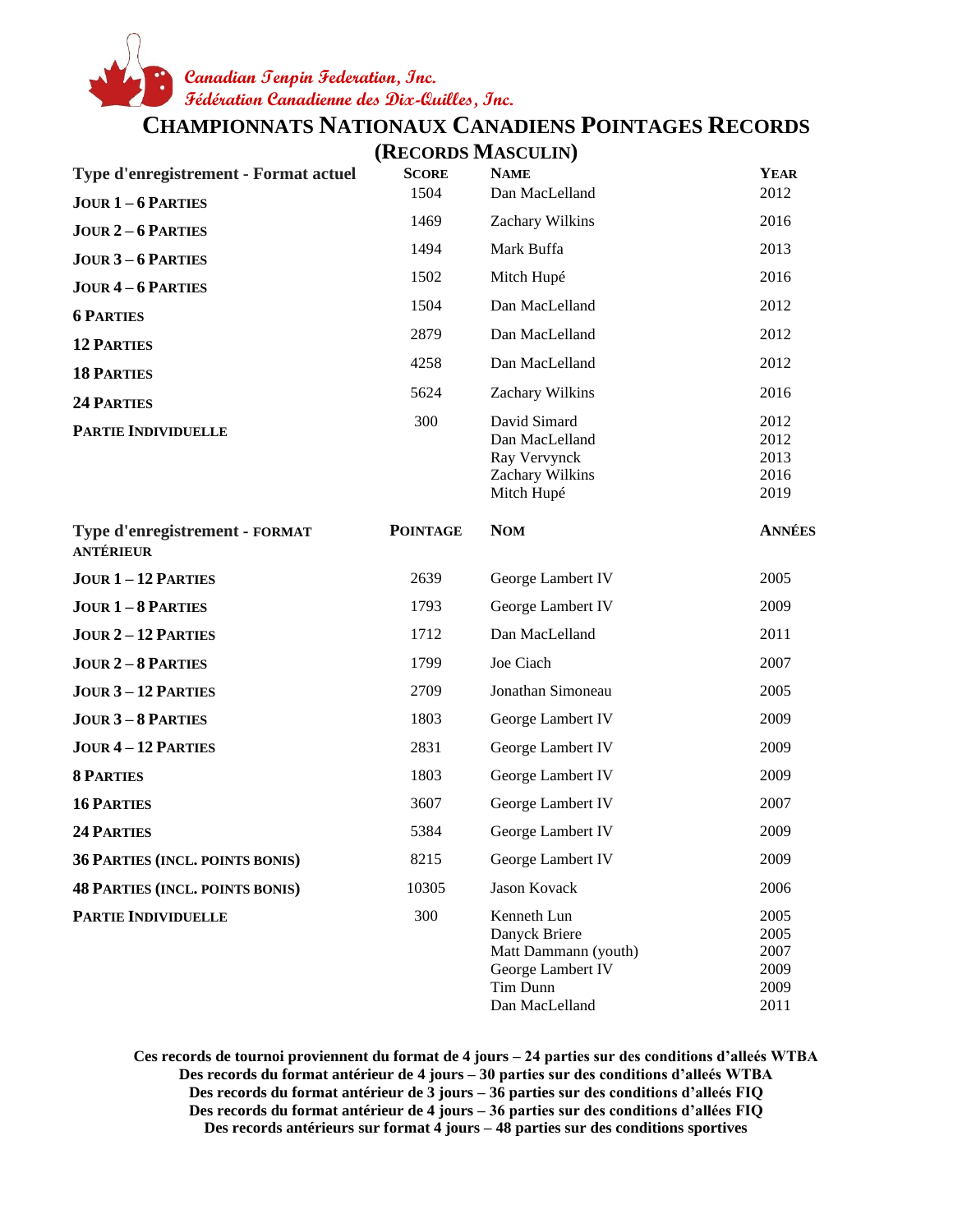Canadian Tenpin Federation, Inc.
Fédération Canadienne des Dix-Quilles, Inc.

# Championnats Nationaux Canadiens Pointages Records

## (Records Masculin)

| Type d'enregistrement - Format actuel | Score | Name | Year |
|---|---|---|---|
| **Jour 1 – 6 Parties** | 1504 | Dan MacLelland | 2012 |
| **Jour 2 – 6 Parties** | 1469 | Zachary Wilkins | 2016 |
| **Jour 3 – 6 Parties** | 1494 | Mark Buffa | 2013 |
| **Jour 4 – 6 Parties** | 1502 | Mitch Hupé | 2016 |
| **6 Parties** | 1504 | Dan MacLelland | 2012 |
| **12 Parties** | 2879 | Dan MacLelland | 2012 |
| **18 Parties** | 4258 | Dan MacLelland | 2012 |
| **24 Parties** | 5624 | Zachary Wilkins | 2016 |
| **Partie Individuelle** | 300 | David Simard<br>Dan MacLelland<br>Ray Vervynck<br>Zachary Wilkins<br>Mitch Hupé | 2012<br>2012<br>2013<br>2016<br>2019 |

| Type d'enregistrement - Format antérieur | Pointage | Nom | Années |
|---|---|---|---|
| **Jour 1 – 12 Parties** | 2639 | George Lambert IV | 2005 |
| **Jour 1 – 8 Parties** | 1793 | George Lambert IV | 2009 |
| **Jour 2 – 12 Parties** | 1712 | Dan MacLelland | 2011 |
| **Jour 2 – 8 Parties** | 1799 | Joe Ciach | 2007 |
| **Jour 3 – 12 Parties** | 2709 | Jonathan Simoneau | 2005 |
| **Jour 3 – 8 Parties** | 1803 | George Lambert IV | 2009 |
| **Jour 4 – 12 Parties** | 2831 | George Lambert IV | 2009 |
| **8 Parties** | 1803 | George Lambert IV | 2009 |
| **16 Parties** | 3607 | George Lambert IV | 2007 |
| **24 Parties** | 5384 | George Lambert IV | 2009 |
| **36 Parties (incl. points bonis)** | 8215 | George Lambert IV | 2009 |
| **48 Parties (incl. points bonis)** | 10305 | Jason Kovack | 2006 |
| **Partie Individuelle** | 300 | Kenneth Lun<br>Danyck Briere<br>Matt Dammann (youth)<br>George Lambert IV<br>Tim Dunn<br>Dan MacLelland | 2005<br>2005<br>2007<br>2009<br>2009<br>2011 |

**Ces records de tournoi proviennent du format de 4 jours – 24 parties sur des conditions d'alleés WTBA**
**Des records du format antérieur de 4 jours – 30 parties sur des conditions d'alleés WTBA**
**Des records du format antérieur de 3 jours – 36 parties sur des conditions d'alleés FIQ**
**Des records du format antérieur de 4 jours – 36 parties sur des conditions d'allées FIQ**
**Des records antérieurs sur format 4 jours – 48 parties sur des conditions sportives**